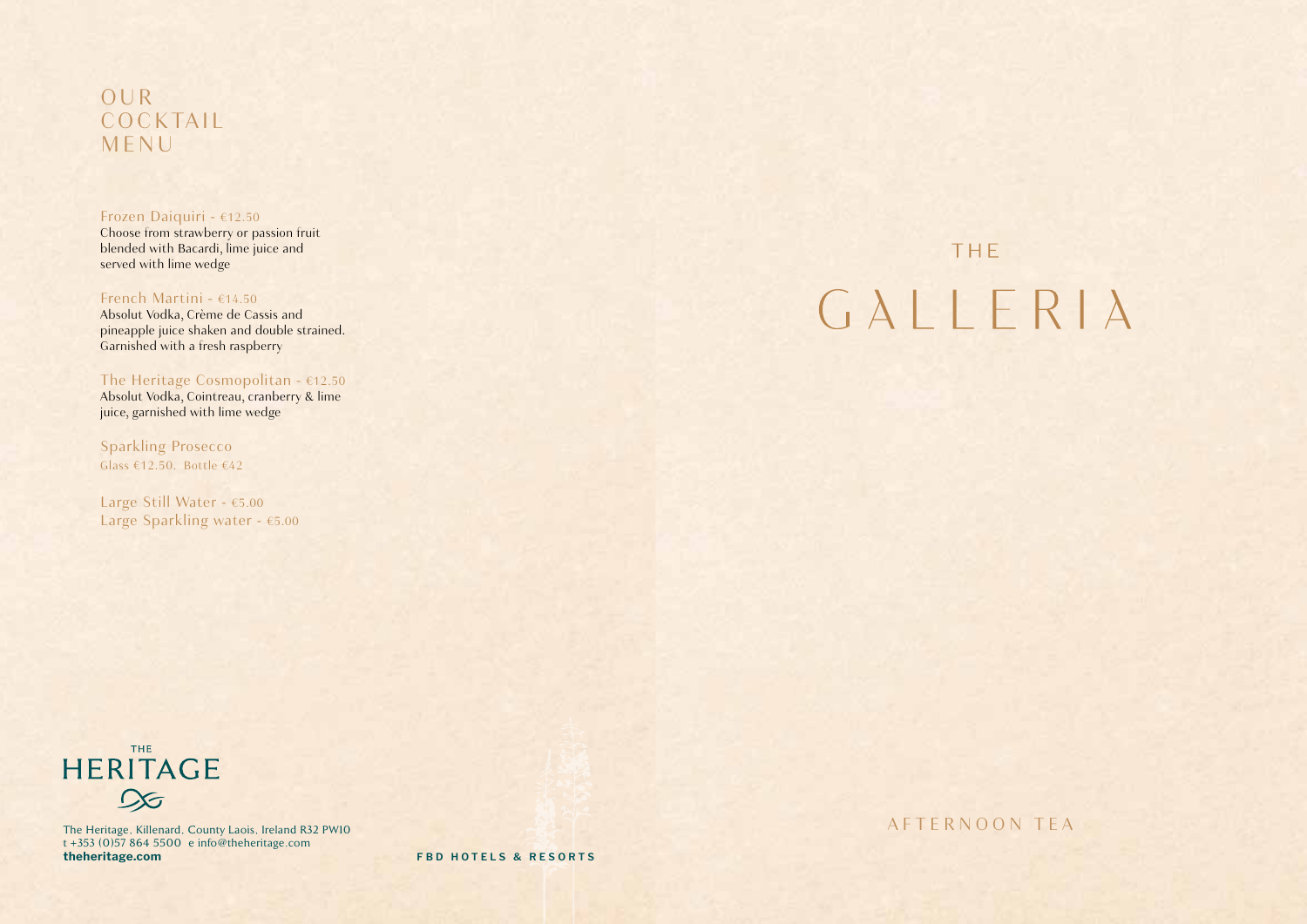# OUR COCKTAIL MENU

**Frozen Daiquiri** - €12.50
Choose from strawberry or passion fruit blended with Bacardi, lime juice and served with lime wedge

**French Martini** - €14.50
Absolut Vodka, Crème de Cassis and pineapple juice shaken and double strained. Garnished with a fresh raspberry

**The Heritage Cosmopolitan** - €12.50
Absolut Vodka, Cointreau, cranberry & lime juice, garnished with lime wedge

**Sparkling Prosecco**
Glass €12.50. Bottle €42

Large Still Water - €5.00
Large Sparkling water - €5.00

THE HERITAGE

The Heritage, Killenard, County Laois, Ireland R32 PW10
t +353 (0)57 864 5500 e info@theheritage.com
**theheritage.com**

**FBD HOTELS & RESORTS**

# THE GALLERIA

AFTERNOON TEA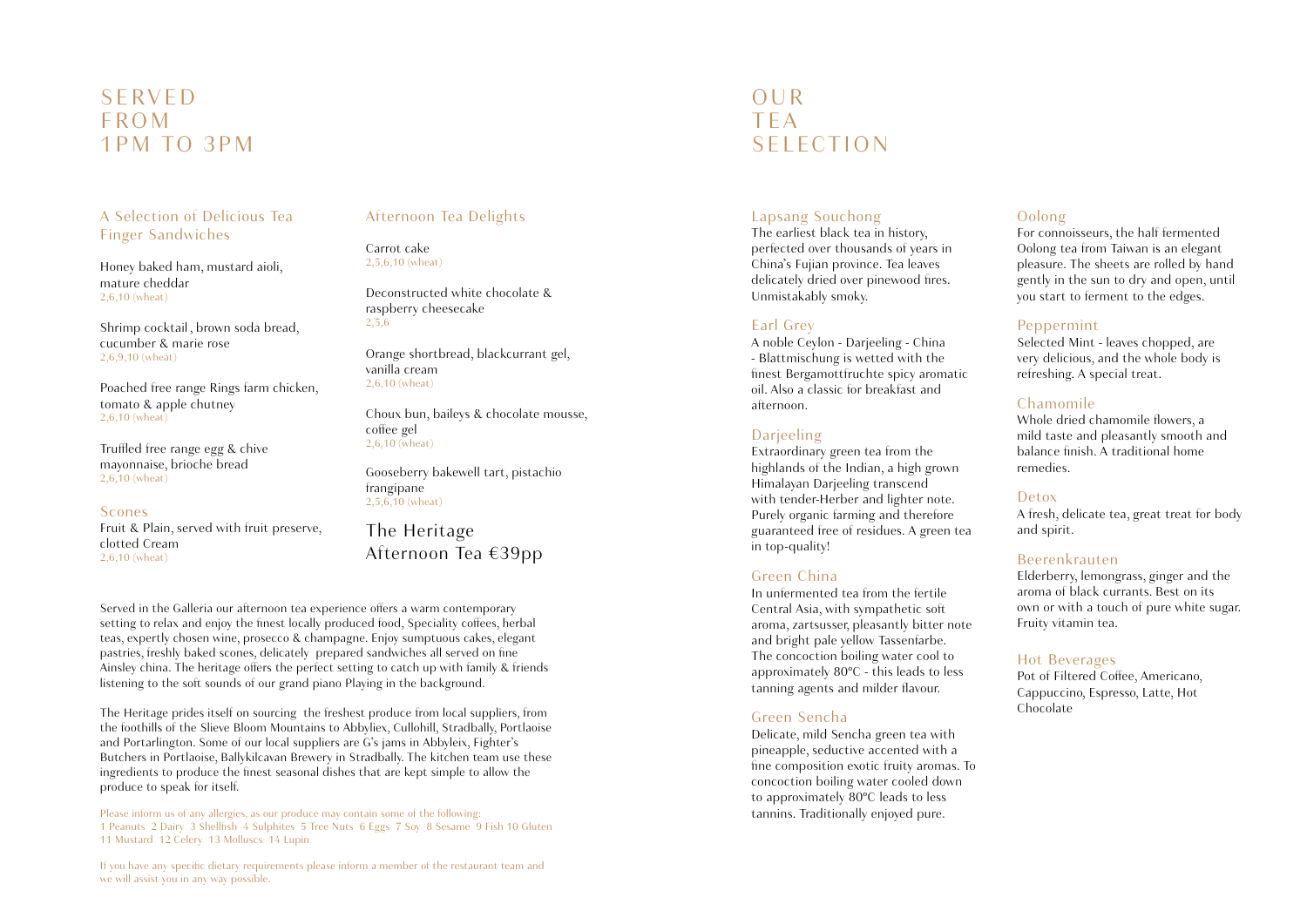# SERVED FROM 1PM TO 3PM

## A Selection of Delicious Tea Finger Sandwiches

Honey baked ham, mustard aioli, mature cheddar
2,6,10 (wheat)

Shrimp cocktail , brown soda bread, cucumber & marie rose
2,6,9,10 (wheat)

Poached free range Rings farm chicken, tomato & apple chutney
2,6,10 (wheat)

Truffled free range egg & chive mayonnaise, brioche bread
2,6,10 (wheat)

## Scones

Fruit & Plain, served with fruit preserve, clotted Cream
2,6,10 (wheat)

## Afternoon Tea Delights

Carrot cake
2,5,6,10 (wheat)

Deconstructed white chocolate & raspberry cheesecake
2,5,6

Orange shortbread, blackcurrant gel, vanilla cream
2,6,10 (wheat)

Choux bun, baileys & chocolate mousse, coffee gel
2,6,10 (wheat)

Gooseberry bakewell tart, pistachio frangipane
2,5,6,10 (wheat)

## The Heritage Afternoon Tea €39pp

Served in the Galleria our afternoon tea experience offers a warm contemporary setting to relax and enjoy the finest locally produced food, Speciality coffees, herbal teas, expertly chosen wine, prosecco & champagne. Enjoy sumptuous cakes, elegant pastries, freshly baked scones, delicately prepared sandwiches all served on fine Ainsley china. The heritage offers the perfect setting to catch up with family & friends listening to the soft sounds of our grand piano Playing in the background.

The Heritage prides itself on sourcing the freshest produce from local suppliers, from the foothills of the Slieve Bloom Mountains to Abbyliex, Cullohill, Stradbally, Portlaoise and Portarlington. Some of our local suppliers are G's jams in Abbyleix, Fighter's Butchers in Portlaoise, Ballykilcavan Brewery in Stradbally. The kitchen team use these ingredients to produce the finest seasonal dishes that are kept simple to allow the produce to speak for itself.

Please inform us of any allergies, as our produce may contain some of the following:
1 Peanuts 2 Dairy 3 Shellfish 4 Sulphites 5 Tree Nuts 6 Eggs 7 Soy 8 Sesame 9 Fish 10 Gluten
11 Mustard 12 Celery 13 Molluscs 14 Lupin

If you have any specific dietary requirements please inform a member of the restaurant team and we will assist you in any way possible.

# OUR TEA SELECTION

## Lapsang Souchong

The earliest black tea in history, perfected over thousands of years in China's Fujian province. Tea leaves delicately dried over pinewood fires. Unmistakably smoky.

## Earl Grey

A noble Ceylon - Darjeeling - China - Blattmischung is wetted with the finest Bergamottfruchte spicy aromatic oil. Also a classic for breakfast and afternoon.

## Darjeeling

Extraordinary green tea from the highlands of the Indian, a high grown Himalayan Darjeeling transcend with tender-Herber and lighter note. Purely organic farming and therefore guaranteed free of residues. A green tea in top-quality!

## Green China

In unfermented tea from the fertile Central Asia, with sympathetic soft aroma, zartsusser, pleasantly bitter note and bright pale yellow Tassenfarbe. The concoction boiling water cool to approximately 80°C - this leads to less tanning agents and milder flavour.

## Green Sencha

Delicate, mild Sencha green tea with pineapple, seductive accented with a fine composition exotic fruity aromas. To concoction boiling water cooled down to approximately 80°C leads to less tannins. Traditionally enjoyed pure.

## Oolong

For connoisseurs, the half fermented Oolong tea from Taiwan is an elegant pleasure. The sheets are rolled by hand gently in the sun to dry and open, until you start to ferment to the edges.

## Peppermint

Selected Mint - leaves chopped, are very delicious, and the whole body is refreshing. A special treat.

## Chamomile

Whole dried chamomile flowers, a mild taste and pleasantly smooth and balance finish. A traditional home remedies.

## Detox

A fresh, delicate tea, great treat for body and spirit.

## Beerenkrauten

Elderberry, lemongrass, ginger and the aroma of black currants. Best on its own or with a touch of pure white sugar. Fruity vitamin tea.

## Hot Beverages

Pot of Filtered Coffee, Americano, Cappuccino, Espresso, Latte, Hot Chocolate